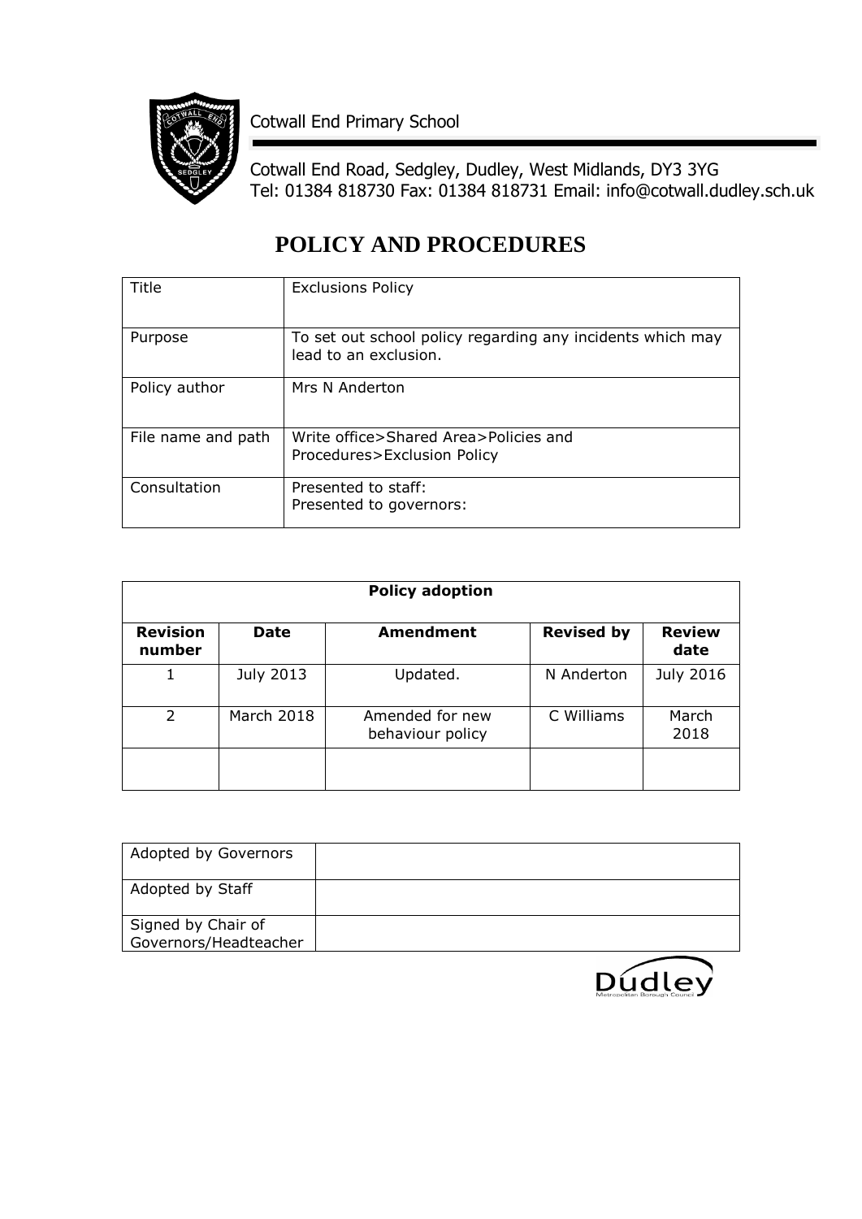Cotwall End Primary School

Cotwall End Road, Sedgley, Dudley, West Midlands, DY3 3YG
Tel: 01384 818730 Fax: 01384 818731 Email: info@cotwall.dudley.sch.uk

# POLICY AND PROCEDURES

| Title | Exclusions Policy |
|---|---|
| Purpose | To set out school policy regarding any incidents which may lead to an exclusion. |
| Policy author | Mrs N Anderton |
| File name and path | Write office>Shared Area>Policies and Procedures>Exclusion Policy |
| Consultation | Presented to staff:<br>Presented to governors: |

| **Policy adoption** | | | | |
|---|---|---|---|---|
| **Revision number** | **Date** | **Amendment** | **Revised by** | **Review date** |
| 1 | July 2013 | Updated. | N Anderton | July 2016 |
| 2 | March 2018 | Amended for new behaviour policy | C Williams | March 2018 |
| | | | | |

| Adopted by Governors | |
|---|---|
| Adopted by Staff | |
| Signed by Chair of Governors/Headteacher | |

Dudley
Metropolitan Borough Council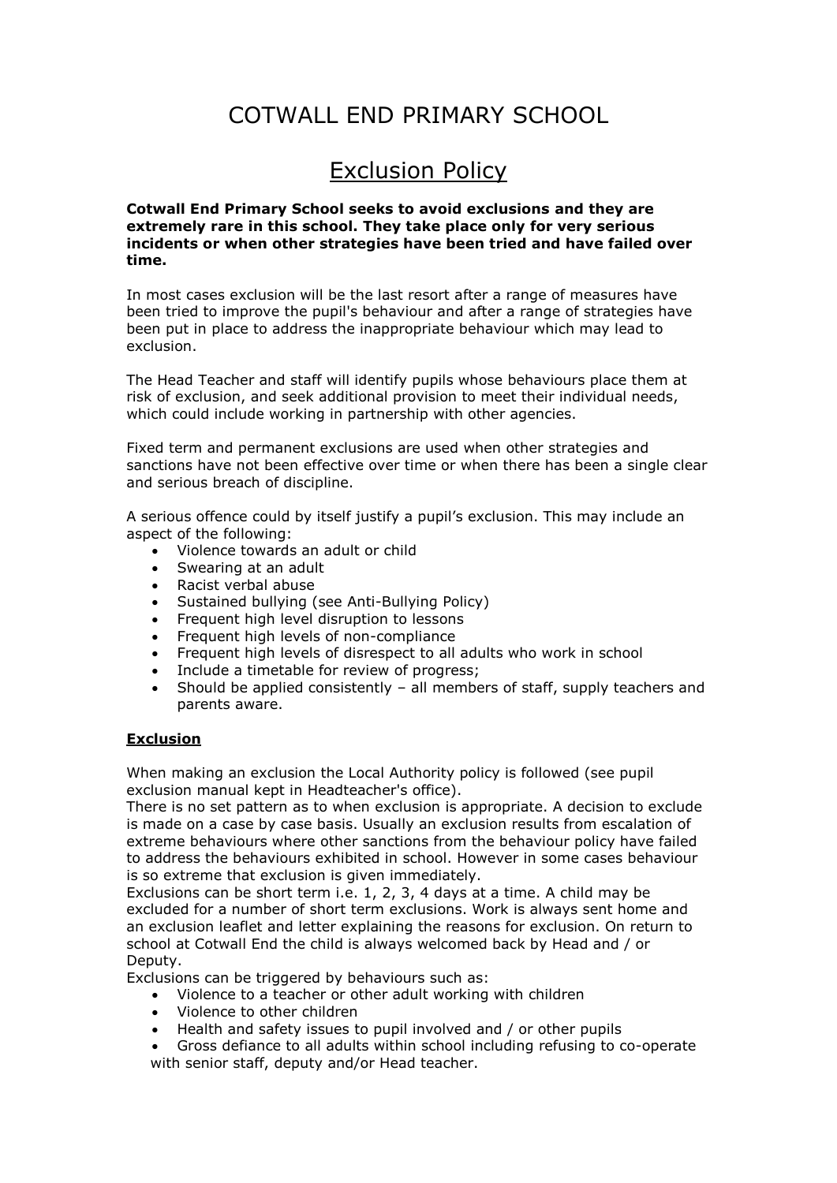# COTWALL END PRIMARY SCHOOL

## Exclusion Policy

**Cotwall End Primary School seeks to avoid exclusions and they are extremely rare in this school. They take place only for very serious incidents or when other strategies have been tried and have failed over time.**

In most cases exclusion will be the last resort after a range of measures have been tried to improve the pupil's behaviour and after a range of strategies have been put in place to address the inappropriate behaviour which may lead to exclusion.

The Head Teacher and staff will identify pupils whose behaviours place them at risk of exclusion, and seek additional provision to meet their individual needs, which could include working in partnership with other agencies.

Fixed term and permanent exclusions are used when other strategies and sanctions have not been effective over time or when there has been a single clear and serious breach of discipline.

A serious offence could by itself justify a pupil's exclusion. This may include an aspect of the following:

- Violence towards an adult or child
- Swearing at an adult
- Racist verbal abuse
- Sustained bullying (see Anti-Bullying Policy)
- Frequent high level disruption to lessons
- Frequent high levels of non-compliance
- Frequent high levels of disrespect to all adults who work in school
- Include a timetable for review of progress;
- Should be applied consistently – all members of staff, supply teachers and parents aware.

### Exclusion

When making an exclusion the Local Authority policy is followed (see pupil exclusion manual kept in Headteacher's office).
There is no set pattern as to when exclusion is appropriate. A decision to exclude is made on a case by case basis. Usually an exclusion results from escalation of extreme behaviours where other sanctions from the behaviour policy have failed to address the behaviours exhibited in school. However in some cases behaviour is so extreme that exclusion is given immediately.
Exclusions can be short term i.e. 1, 2, 3, 4 days at a time. A child may be excluded for a number of short term exclusions. Work is always sent home and an exclusion leaflet and letter explaining the reasons for exclusion. On return to school at Cotwall End the child is always welcomed back by Head and / or Deputy.
Exclusions can be triggered by behaviours such as:

- Violence to a teacher or other adult working with children
- Violence to other children
- Health and safety issues to pupil involved and / or other pupils
- Gross defiance to all adults within school including refusing to co-operate with senior staff, deputy and/or Head teacher.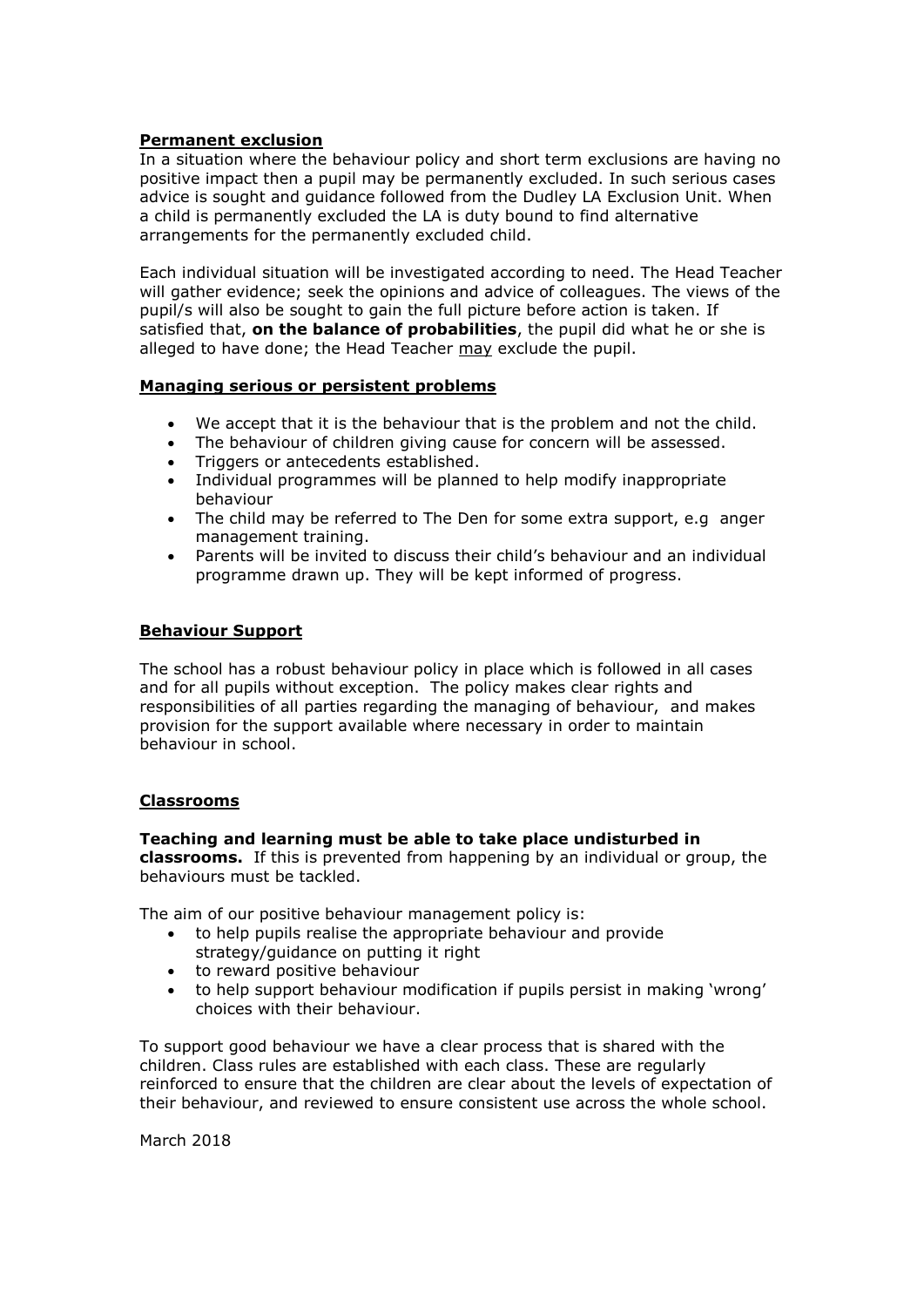**Permanent exclusion**

In a situation where the behaviour policy and short term exclusions are having no positive impact then a pupil may be permanently excluded. In such serious cases advice is sought and guidance followed from the Dudley LA Exclusion Unit. When a child is permanently excluded the LA is duty bound to find alternative arrangements for the permanently excluded child.

Each individual situation will be investigated according to need. The Head Teacher will gather evidence; seek the opinions and advice of colleagues. The views of the pupil/s will also be sought to gain the full picture before action is taken. If satisfied that, **on the balance of probabilities**, the pupil did what he or she is alleged to have done; the Head Teacher <u>may</u> exclude the pupil.

**Managing serious or persistent problems**

- We accept that it is the behaviour that is the problem and not the child.
- The behaviour of children giving cause for concern will be assessed.
- Triggers or antecedents established.
- Individual programmes will be planned to help modify inappropriate behaviour
- The child may be referred to The Den for some extra support, e.g anger management training.
- Parents will be invited to discuss their child's behaviour and an individual programme drawn up. They will be kept informed of progress.

**Behaviour Support**

The school has a robust behaviour policy in place which is followed in all cases and for all pupils without exception. The policy makes clear rights and responsibilities of all parties regarding the managing of behaviour, and makes provision for the support available where necessary in order to maintain behaviour in school.

**Classrooms**

**Teaching and learning must be able to take place undisturbed in classrooms.** If this is prevented from happening by an individual or group, the behaviours must be tackled.

The aim of our positive behaviour management policy is:

- to help pupils realise the appropriate behaviour and provide strategy/guidance on putting it right
- to reward positive behaviour
- to help support behaviour modification if pupils persist in making 'wrong' choices with their behaviour.

To support good behaviour we have a clear process that is shared with the children. Class rules are established with each class. These are regularly reinforced to ensure that the children are clear about the levels of expectation of their behaviour, and reviewed to ensure consistent use across the whole school.

March 2018